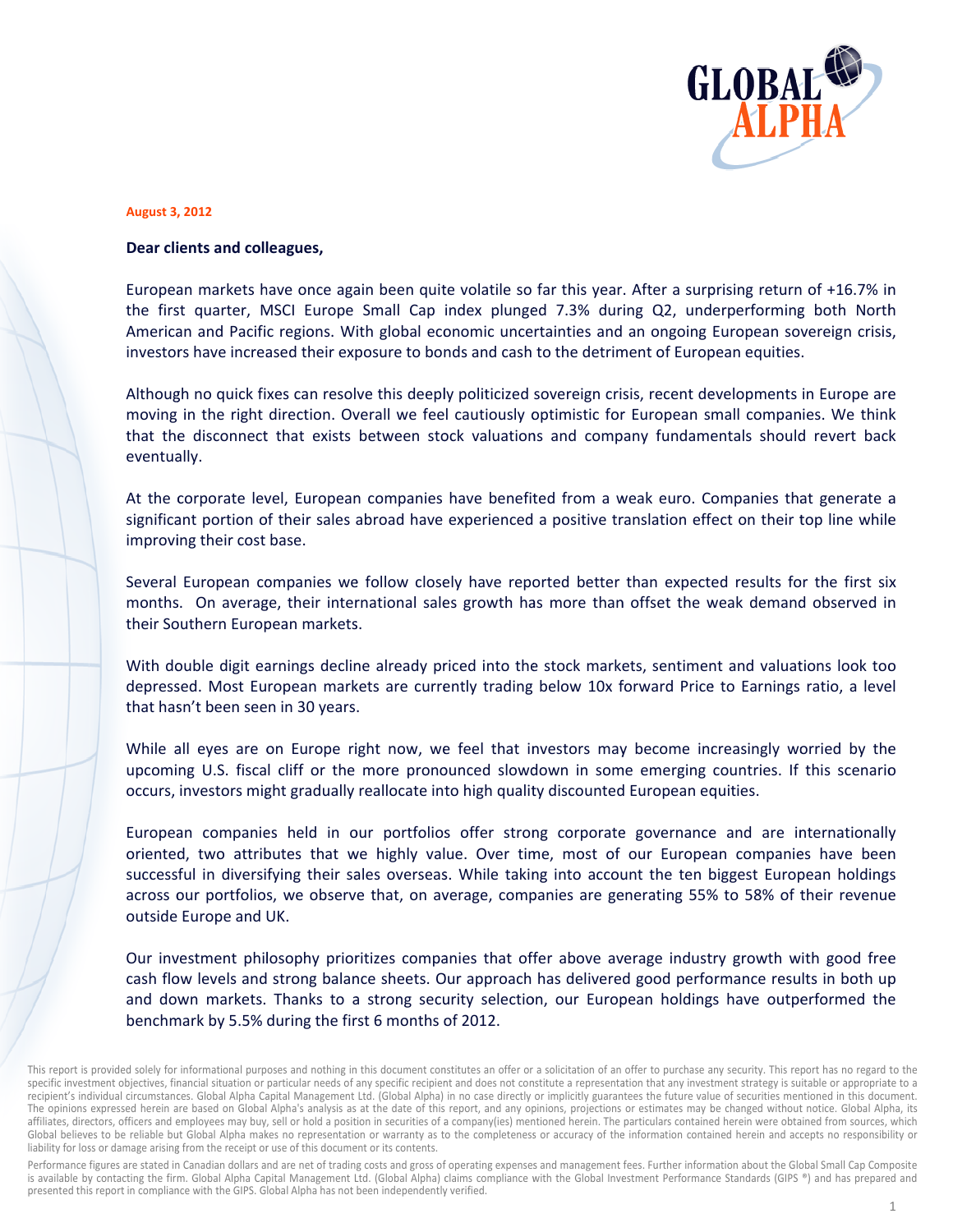**August 3, 2012**

**Dear clients and colleagues,**

European markets have once again been quite volatile so far this year. After a surprising return of +16.7% in the first quarter, MSCI Europe Small Cap index plunged 7.3% during Q2, underperforming both North American and Pacific regions. With global economic uncertainties and an ongoing European sovereign crisis, investors have increased their exposure to bonds and cash to the detriment of European equities.

Although no quick fixes can resolve this deeply politicized sovereign crisis, recent developments in Europe are moving in the right direction. Overall we feel cautiously optimistic for European small companies. We think that the disconnect that exists between stock valuations and company fundamentals should revert back eventually.

At the corporate level, European companies have benefited from a weak euro. Companies that generate a significant portion of their sales abroad have experienced a positive translation effect on their top line while improving their cost base.

Several European companies we follow closely have reported better than expected results for the first six months. On average, their international sales growth has more than offset the weak demand observed in their Southern European markets.

With double digit earnings decline already priced into the stock markets, sentiment and valuations look too depressed. Most European markets are currently trading below 10x forward Price to Earnings ratio, a level that hasn't been seen in 30 years.

While all eyes are on Europe right now, we feel that investors may become increasingly worried by the upcoming U.S. fiscal cliff or the more pronounced slowdown in some emerging countries. If this scenario occurs, investors might gradually reallocate into high quality discounted European equities.

European companies held in our portfolios offer strong corporate governance and are internationally oriented, two attributes that we highly value. Over time, most of our European companies have been successful in diversifying their sales overseas. While taking into account the ten biggest European holdings across our portfolios, we observe that, on average, companies are generating 55% to 58% of their revenue outside Europe and UK.

Our investment philosophy prioritizes companies that offer above average industry growth with good free cash flow levels and strong balance sheets. Our approach has delivered good performance results in both up and down markets. Thanks to a strong security selection, our European holdings have outperformed the benchmark by 5.5% during the first 6 months of 2012.

This report is provided solely for informational purposes and nothing in this document constitutes an offer or a solicitation of an offer to purchase any security. This report has no regard to the specific investment objectives, financial situation or particular needs of any specific recipient and does not constitute a representation that any investment strategy is suitable or appropriate to a recipient's individual circumstances. Global Alpha Capital Management Ltd. (Global Alpha) in no case directly or implicitly guarantees the future value of securities mentioned in this document. The opinions expressed herein are based on Global Alpha's analysis as at the date of this report, and any opinions, projections or estimates may be changed without notice. Global Alpha, its affiliates, directors, officers and employees may buy, sell or hold a position in securities of a company(ies) mentioned herein. The particulars contained herein were obtained from sources, which Global believes to be reliable but Global Alpha makes no representation or warranty as to the completeness or accuracy of the information contained herein and accepts no responsibility or liability for loss or damage arising from the receipt or use of this document or its contents.

Performance figures are stated in Canadian dollars and are net of trading costs and gross of operating expenses and management fees. Further information about the Global Small Cap Composite is available by contacting the firm. Global Alpha Capital Management Ltd. (Global Alpha) claims compliance with the Global Investment Performance Standards (GIPS ®) and has prepared and presented this report in compliance with the GIPS. Global Alpha has not been independently verified.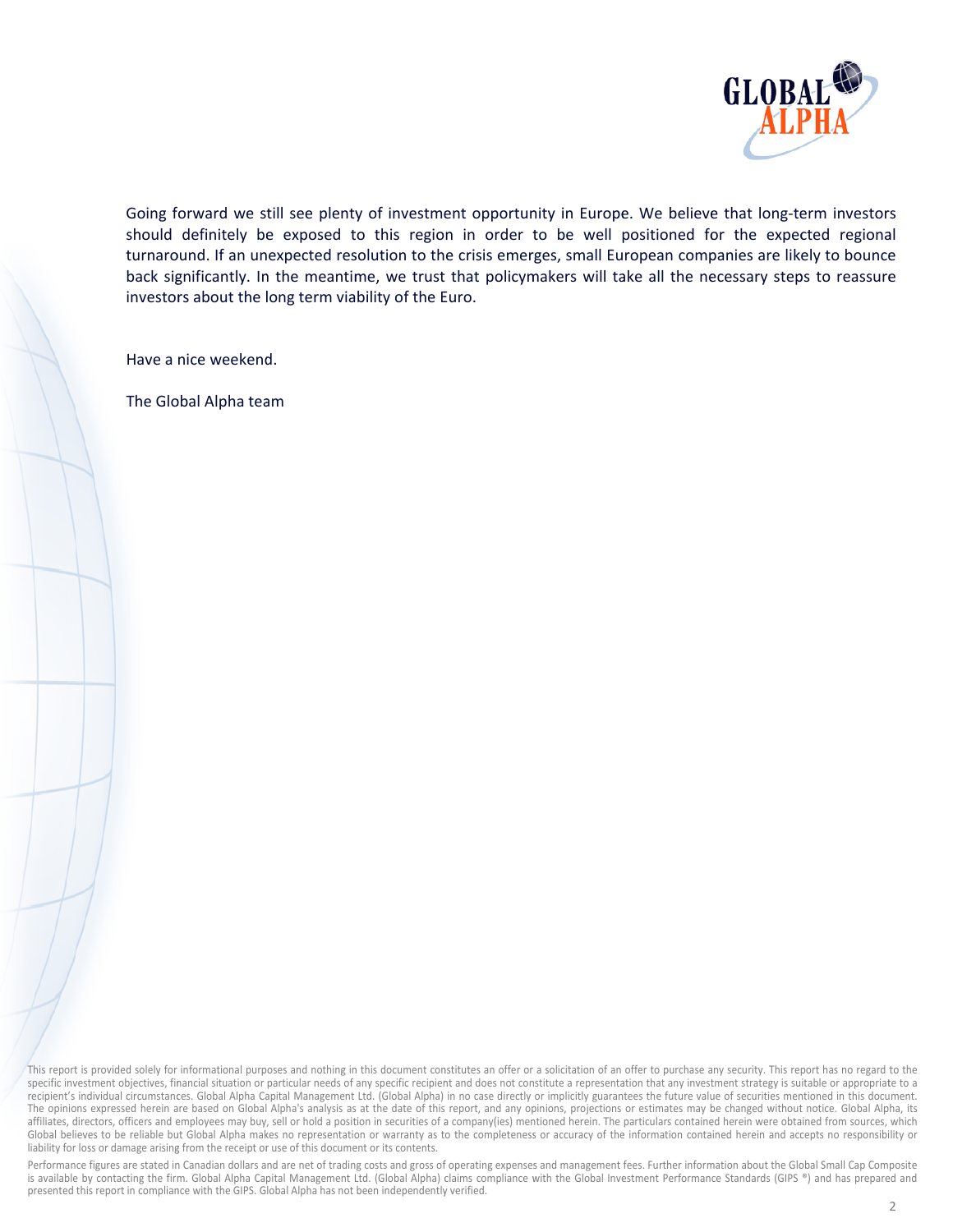Going forward we still see plenty of investment opportunity in Europe. We believe that long-term investors should definitely be exposed to this region in order to be well positioned for the expected regional turnaround. If an unexpected resolution to the crisis emerges, small European companies are likely to bounce back significantly. In the meantime, we trust that policymakers will take all the necessary steps to reassure investors about the long term viability of the Euro.

Have a nice weekend.

The Global Alpha team

This report is provided solely for informational purposes and nothing in this document constitutes an offer or a solicitation of an offer to purchase any security. This report has no regard to the specific investment objectives, financial situation or particular needs of any specific recipient and does not constitute a representation that any investment strategy is suitable or appropriate to a recipient's individual circumstances. Global Alpha Capital Management Ltd. (Global Alpha) in no case directly or implicitly guarantees the future value of securities mentioned in this document. The opinions expressed herein are based on Global Alpha's analysis as at the date of this report, and any opinions, projections or estimates may be changed without notice. Global Alpha, its affiliates, directors, officers and employees may buy, sell or hold a position in securities of a company(ies) mentioned herein. The particulars contained herein were obtained from sources, which Global believes to be reliable but Global Alpha makes no representation or warranty as to the completeness or accuracy of the information contained herein and accepts no responsibility or liability for loss or damage arising from the receipt or use of this document or its contents.

Performance figures are stated in Canadian dollars and are net of trading costs and gross of operating expenses and management fees. Further information about the Global Small Cap Composite is available by contacting the firm. Global Alpha Capital Management Ltd. (Global Alpha) claims compliance with the Global Investment Performance Standards (GIPS ®) and has prepared and presented this report in compliance with the GIPS. Global Alpha has not been independently verified.